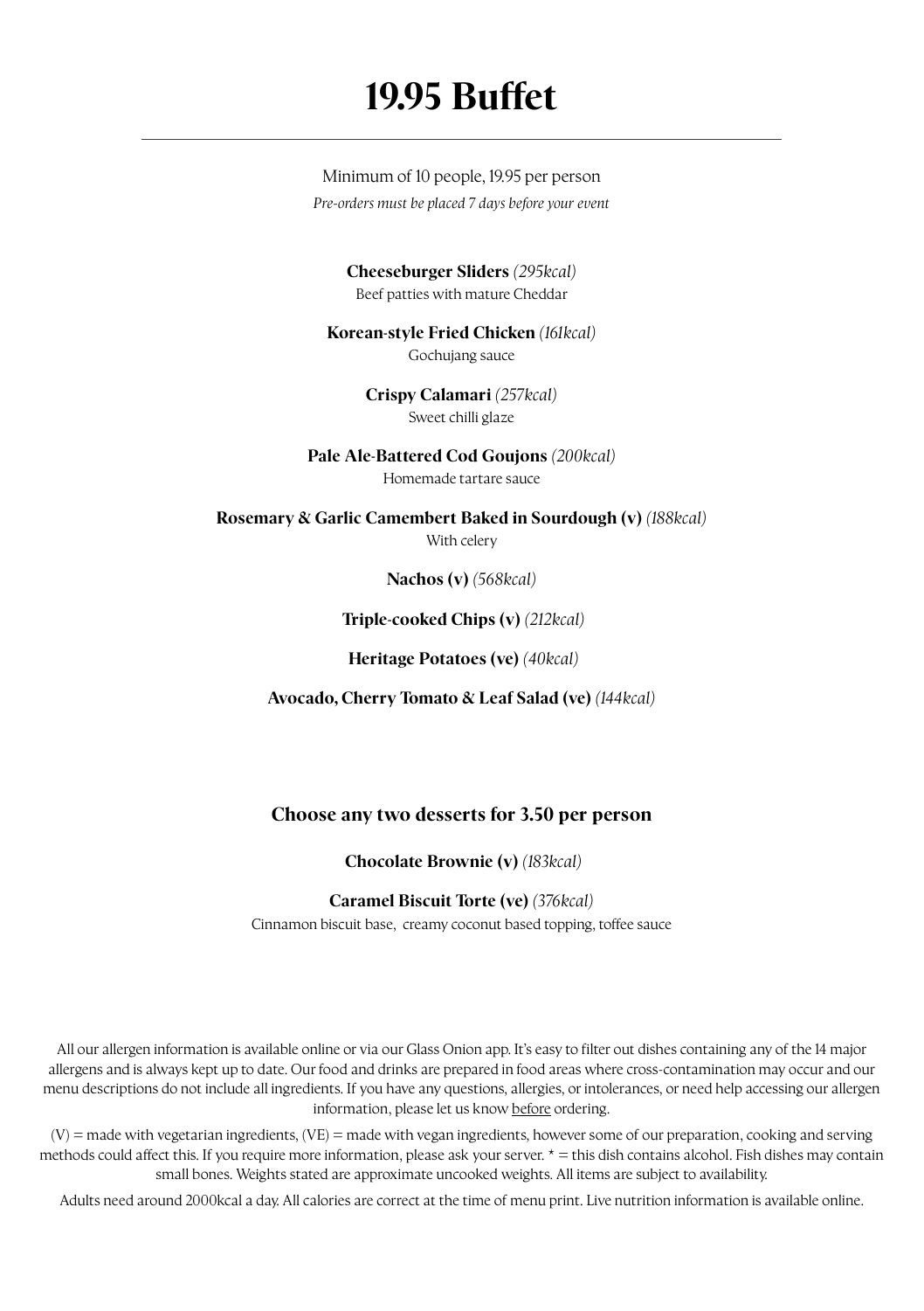# 19.95 Buffet

Minimum of 10 people, 19.95 per person

*Pre-orders must be placed 7 days before your event*

**Cheeseburger Sliders** *(295kcal)*
Beef patties with mature Cheddar

**Korean-style Fried Chicken** *(161kcal)*
Gochujang sauce

**Crispy Calamari** *(257kcal)*
Sweet chilli glaze

**Pale Ale-Battered Cod Goujons** *(200kcal)*
Homemade tartare sauce

**Rosemary & Garlic Camembert Baked in Sourdough (v)** *(188kcal)*
With celery

**Nachos (v)** *(568kcal)*

**Triple-cooked Chips (v)** *(212kcal)*

**Heritage Potatoes (ve)** *(40kcal)*

**Avocado, Cherry Tomato & Leaf Salad (ve)** *(144kcal)*

### Choose any two desserts for 3.50 per person

**Chocolate Brownie (v)** *(183kcal)*

**Caramel Biscuit Torte (ve)** *(376kcal)*
Cinnamon biscuit base, creamy coconut based topping, toffee sauce

All our allergen information is available online or via our Glass Onion app. It's easy to filter out dishes containing any of the 14 major allergens and is always kept up to date. Our food and drinks are prepared in food areas where cross-contamination may occur and our menu descriptions do not include all ingredients. If you have any questions, allergies, or intolerances, or need help accessing our allergen information, please let us know before ordering.

(V) = made with vegetarian ingredients, (VE) = made with vegan ingredients, however some of our preparation, cooking and serving methods could affect this. If you require more information, please ask your server. * = this dish contains alcohol. Fish dishes may contain small bones. Weights stated are approximate uncooked weights. All items are subject to availability.

Adults need around 2000kcal a day. All calories are correct at the time of menu print. Live nutrition information is available online.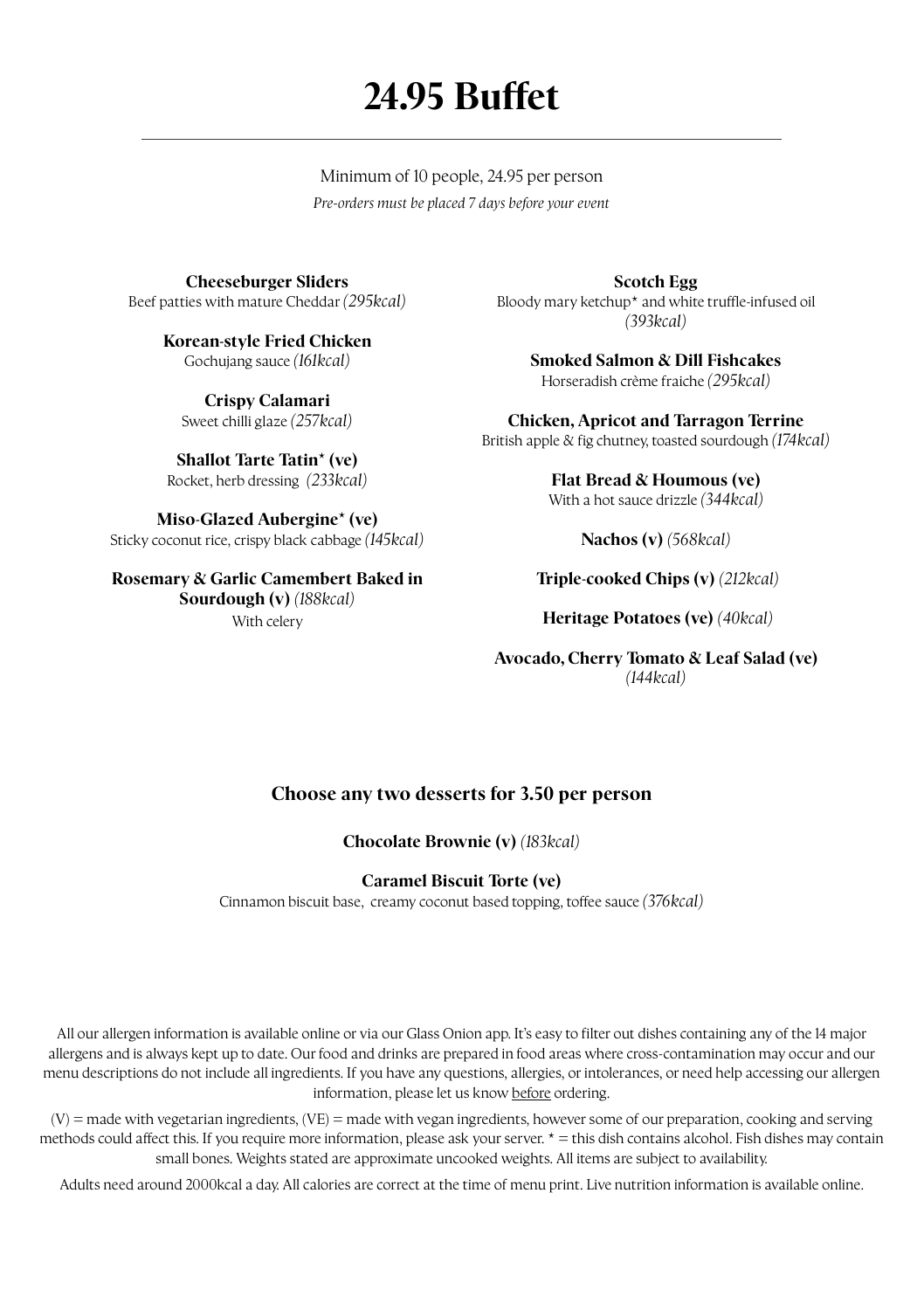# 24.95 Buffet

Minimum of 10 people, 24.95 per person

*Pre-orders must be placed 7 days before your event*

**Cheeseburger Sliders**
Beef patties with mature Cheddar *(295kcal)*

**Korean-style Fried Chicken**
Gochujang sauce *(161kcal)*

**Crispy Calamari**
Sweet chilli glaze *(257kcal)*

**Shallot Tarte Tatin* (ve)**
Rocket, herb dressing *(233kcal)*

**Miso-Glazed Aubergine* (ve)**
Sticky coconut rice, crispy black cabbage *(145kcal)*

**Rosemary & Garlic Camembert Baked in Sourdough (v)** *(188kcal)*
With celery

**Scotch Egg**
Bloody mary ketchup* and white truffle-infused oil *(393kcal)*

**Smoked Salmon & Dill Fishcakes**
Horseradish crème fraiche *(295kcal)*

**Chicken, Apricot and Tarragon Terrine**
British apple & fig chutney, toasted sourdough *(174kcal)*

**Flat Bread & Houmous (ve)**
With a hot sauce drizzle *(344kcal)*

**Nachos (v)** *(568kcal)*

**Triple-cooked Chips (v)** *(212kcal)*

**Heritage Potatoes (ve)** *(40kcal)*

**Avocado, Cherry Tomato & Leaf Salad (ve)** *(144kcal)*

## Choose any two desserts for 3.50 per person

**Chocolate Brownie (v)** *(183kcal)*

**Caramel Biscuit Torte (ve)**
Cinnamon biscuit base, creamy coconut based topping, toffee sauce *(376kcal)*

All our allergen information is available online or via our Glass Onion app. It's easy to filter out dishes containing any of the 14 major allergens and is always kept up to date. Our food and drinks are prepared in food areas where cross-contamination may occur and our menu descriptions do not include all ingredients. If you have any questions, allergies, or intolerances, or need help accessing our allergen information, please let us know before ordering.

(V) = made with vegetarian ingredients, (VE) = made with vegan ingredients, however some of our preparation, cooking and serving methods could affect this. If you require more information, please ask your server. * = this dish contains alcohol. Fish dishes may contain small bones. Weights stated are approximate uncooked weights. All items are subject to availability.

Adults need around 2000kcal a day. All calories are correct at the time of menu print. Live nutrition information is available online.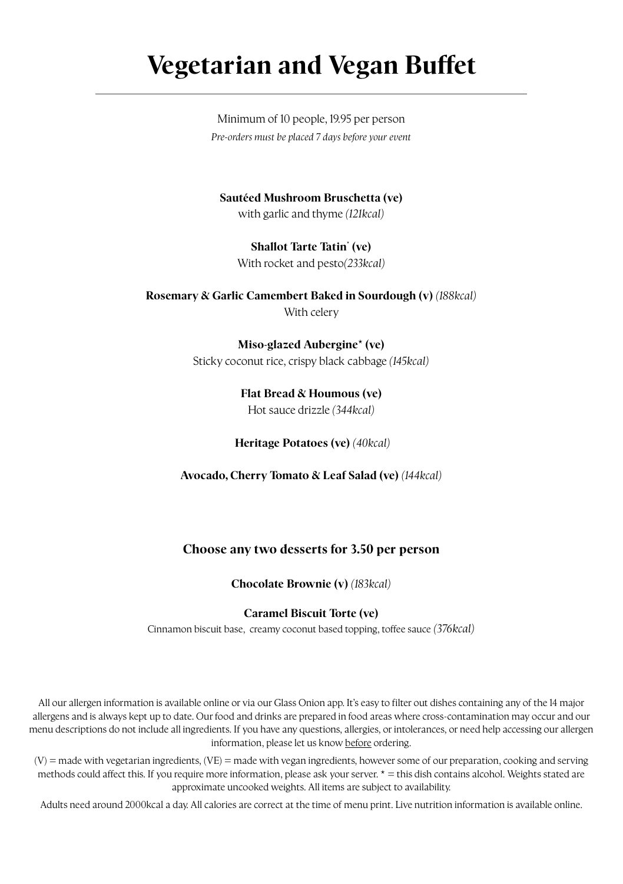# Vegetarian and Vegan Buffet

Minimum of 10 people, 19.95 per person

*Pre-orders must be placed 7 days before your event*

**Sautéed Mushroom Bruschetta (ve)**
with garlic and thyme *(121kcal)*

**Shallot Tarte Tatin* (ve)**
With rocket and pesto*(233kcal)*

**Rosemary & Garlic Camembert Baked in Sourdough (v)** *(188kcal)*
With celery

**Miso-glazed Aubergine* (ve)**
Sticky coconut rice, crispy black cabbage *(145kcal)*

**Flat Bread & Houmous (ve)**
Hot sauce drizzle *(344kcal)*

**Heritage Potatoes (ve)** *(40kcal)*

**Avocado, Cherry Tomato & Leaf Salad (ve)** *(144kcal)*

## Choose any two desserts for 3.50 per person

**Chocolate Brownie (v)** *(183kcal)*

**Caramel Biscuit Torte (ve)**
Cinnamon biscuit base, creamy coconut based topping, toffee sauce *(376kcal)*

All our allergen information is available online or via our Glass Onion app. It's easy to filter out dishes containing any of the 14 major allergens and is always kept up to date. Our food and drinks are prepared in food areas where cross-contamination may occur and our menu descriptions do not include all ingredients. If you have any questions, allergies, or intolerances, or need help accessing our allergen information, please let us know before ordering.

(V) = made with vegetarian ingredients, (VE) = made with vegan ingredients, however some of our preparation, cooking and serving methods could affect this. If you require more information, please ask your server. * = this dish contains alcohol. Weights stated are approximate uncooked weights. All items are subject to availability.

Adults need around 2000kcal a day. All calories are correct at the time of menu print. Live nutrition information is available online.